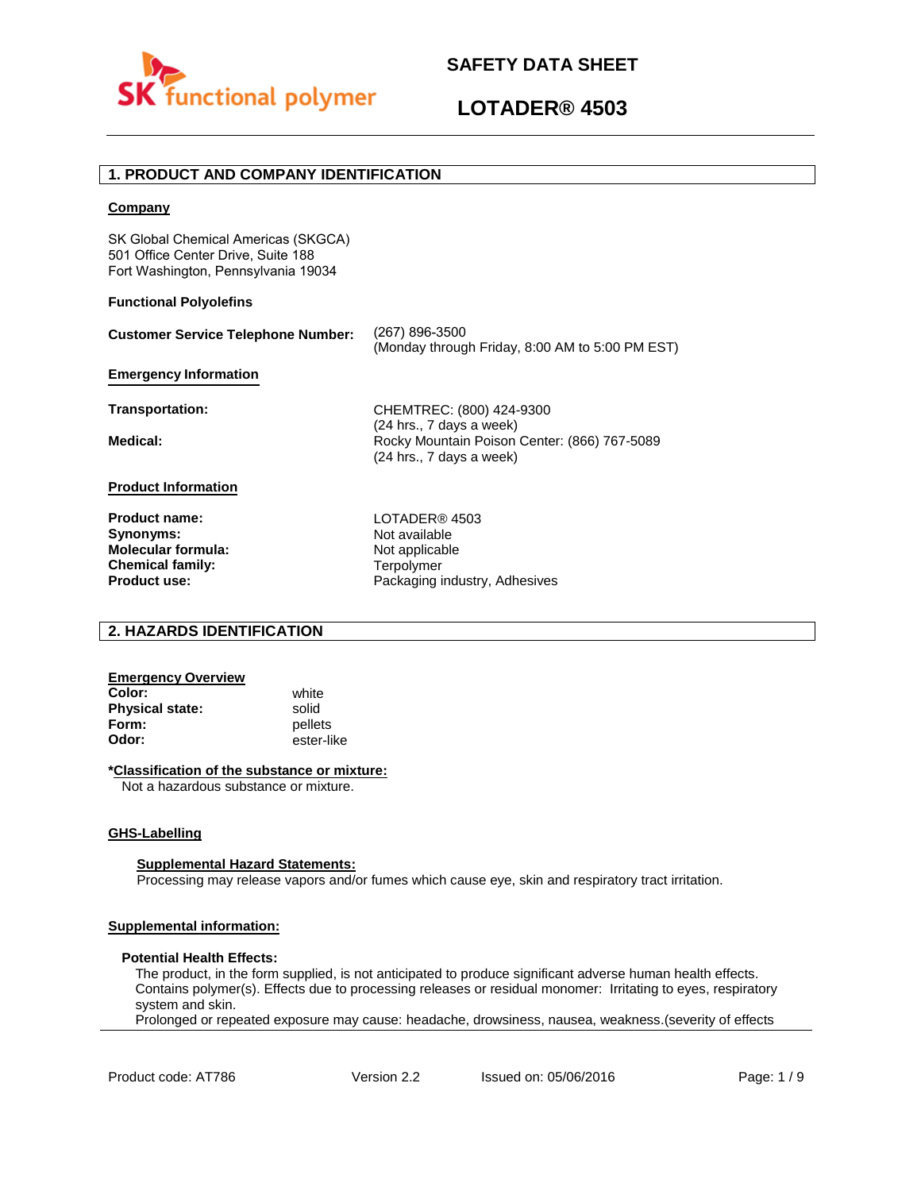# SAFETY DATA SHEET

# LOTADER® 4503

## 1. PRODUCT AND COMPANY IDENTIFICATION

**Company**

SK Global Chemical Americas (SKGCA)
501 Office Center Drive, Suite 188
Fort Washington, Pennsylvania 19034

**Functional Polyolefins**

**Customer Service Telephone Number:** (267) 896-3500
(Monday through Friday, 8:00 AM to 5:00 PM EST)

**Emergency Information**

**Transportation:** CHEMTREC: (800) 424-9300
(24 hrs., 7 days a week)

**Medical:** Rocky Mountain Poison Center: (866) 767-5089
(24 hrs., 7 days a week)

**Product Information**

**Product name:** LOTADER® 4503
**Synonyms:** Not available
**Molecular formula:** Not applicable
**Chemical family:** Terpolymer
**Product use:** Packaging industry, Adhesives

## 2. HAZARDS IDENTIFICATION

**Emergency Overview**

**Color:** white
**Physical state:** solid
**Form:** pellets
**Odor:** ester-like

**\*Classification of the substance or mixture:**

Not a hazardous substance or mixture.

**GHS-Labelling**

**Supplemental Hazard Statements:**

Processing may release vapors and/or fumes which cause eye, skin and respiratory tract irritation.

**Supplemental information:**

**Potential Health Effects:**

The product, in the form supplied, is not anticipated to produce significant adverse human health effects. Contains polymer(s). Effects due to processing releases or residual monomer: Irritating to eyes, respiratory system and skin.
Prolonged or repeated exposure may cause: headache, drowsiness, nausea, weakness.(severity of effects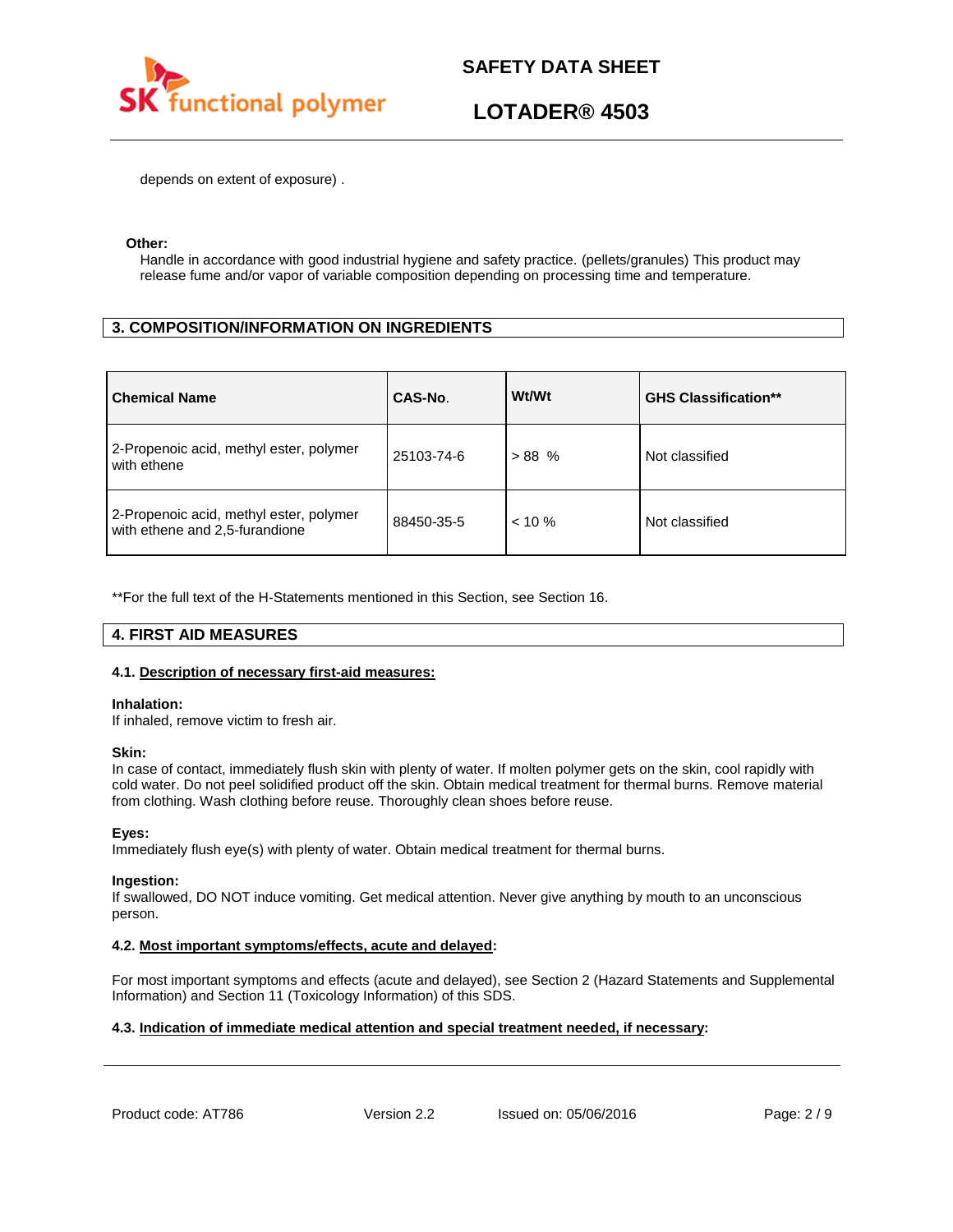depends on extent of exposure) .

**Other:**

Handle in accordance with good industrial hygiene and safety practice. (pellets/granules) This product may release fume and/or vapor of variable composition depending on processing time and temperature.

## 3. COMPOSITION/INFORMATION ON INGREDIENTS

| Chemical Name | CAS-No. | Wt/Wt | GHS Classification** |
|---|---|---|---|
| 2-Propenoic acid, methyl ester, polymer with ethene | 25103-74-6 | > 88 % | Not classified |
| 2-Propenoic acid, methyl ester, polymer with ethene and 2,5-furandione | 88450-35-5 | < 10 % | Not classified |

**For the full text of the H-Statements mentioned in this Section, see Section 16.

## 4. FIRST AID MEASURES

### 4.1. Description of necessary first-aid measures:

**Inhalation:**
If inhaled, remove victim to fresh air.

**Skin:**
In case of contact, immediately flush skin with plenty of water. If molten polymer gets on the skin, cool rapidly with cold water. Do not peel solidified product off the skin. Obtain medical treatment for thermal burns. Remove material from clothing. Wash clothing before reuse. Thoroughly clean shoes before reuse.

**Eyes:**
Immediately flush eye(s) with plenty of water. Obtain medical treatment for thermal burns.

**Ingestion:**
If swallowed, DO NOT induce vomiting. Get medical attention. Never give anything by mouth to an unconscious person.

### 4.2. Most important symptoms/effects, acute and delayed:

For most important symptoms and effects (acute and delayed), see Section 2 (Hazard Statements and Supplemental Information) and Section 11 (Toxicology Information) of this SDS.

### 4.3. Indication of immediate medical attention and special treatment needed, if necessary: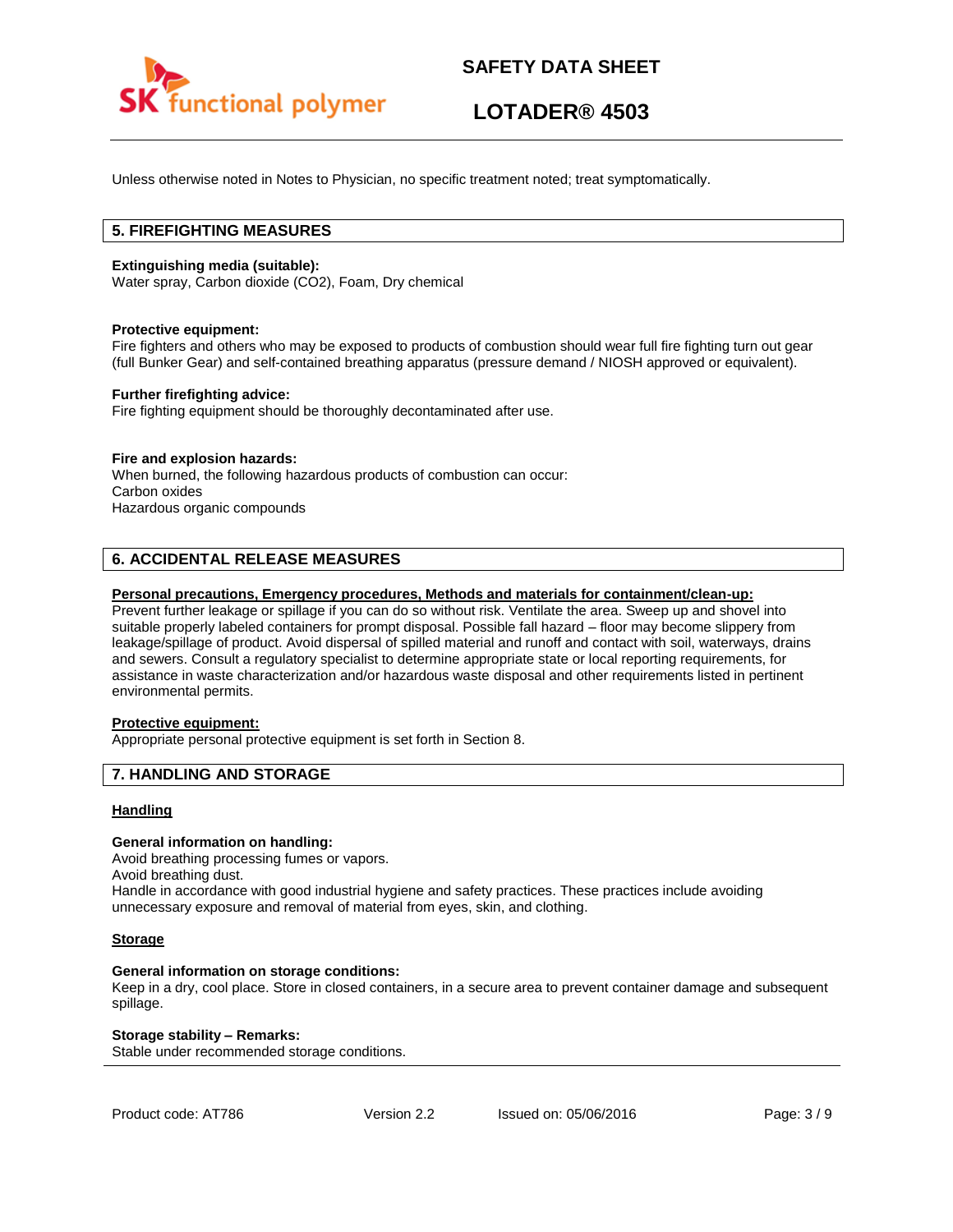Unless otherwise noted in Notes to Physician, no specific treatment noted; treat symptomatically.

## 5. FIREFIGHTING MEASURES

**Extinguishing media (suitable):**
Water spray, Carbon dioxide ($CO_2$), Foam, Dry chemical

**Protective equipment:**
Fire fighters and others who may be exposed to products of combustion should wear full fire fighting turn out gear (full Bunker Gear) and self-contained breathing apparatus (pressure demand / NIOSH approved or equivalent).

**Further firefighting advice:**
Fire fighting equipment should be thoroughly decontaminated after use.

**Fire and explosion hazards:**
When burned, the following hazardous products of combustion can occur:
Carbon oxides
Hazardous organic compounds

## 6. ACCIDENTAL RELEASE MEASURES

**Personal precautions, Emergency procedures, Methods and materials for containment/clean-up:**
Prevent further leakage or spillage if you can do so without risk. Ventilate the area. Sweep up and shovel into suitable properly labeled containers for prompt disposal. Possible fall hazard – floor may become slippery from leakage/spillage of product. Avoid dispersal of spilled material and runoff and contact with soil, waterways, drains and sewers. Consult a regulatory specialist to determine appropriate state or local reporting requirements, for assistance in waste characterization and/or hazardous waste disposal and other requirements listed in pertinent environmental permits.

**Protective equipment:**
Appropriate personal protective equipment is set forth in Section 8.

## 7. HANDLING AND STORAGE

**Handling**

**General information on handling:**
Avoid breathing processing fumes or vapors.
Avoid breathing dust.
Handle in accordance with good industrial hygiene and safety practices. These practices include avoiding unnecessary exposure and removal of material from eyes, skin, and clothing.

**Storage**

**General information on storage conditions:**
Keep in a dry, cool place. Store in closed containers, in a secure area to prevent container damage and subsequent spillage.

**Storage stability – Remarks:**
Stable under recommended storage conditions.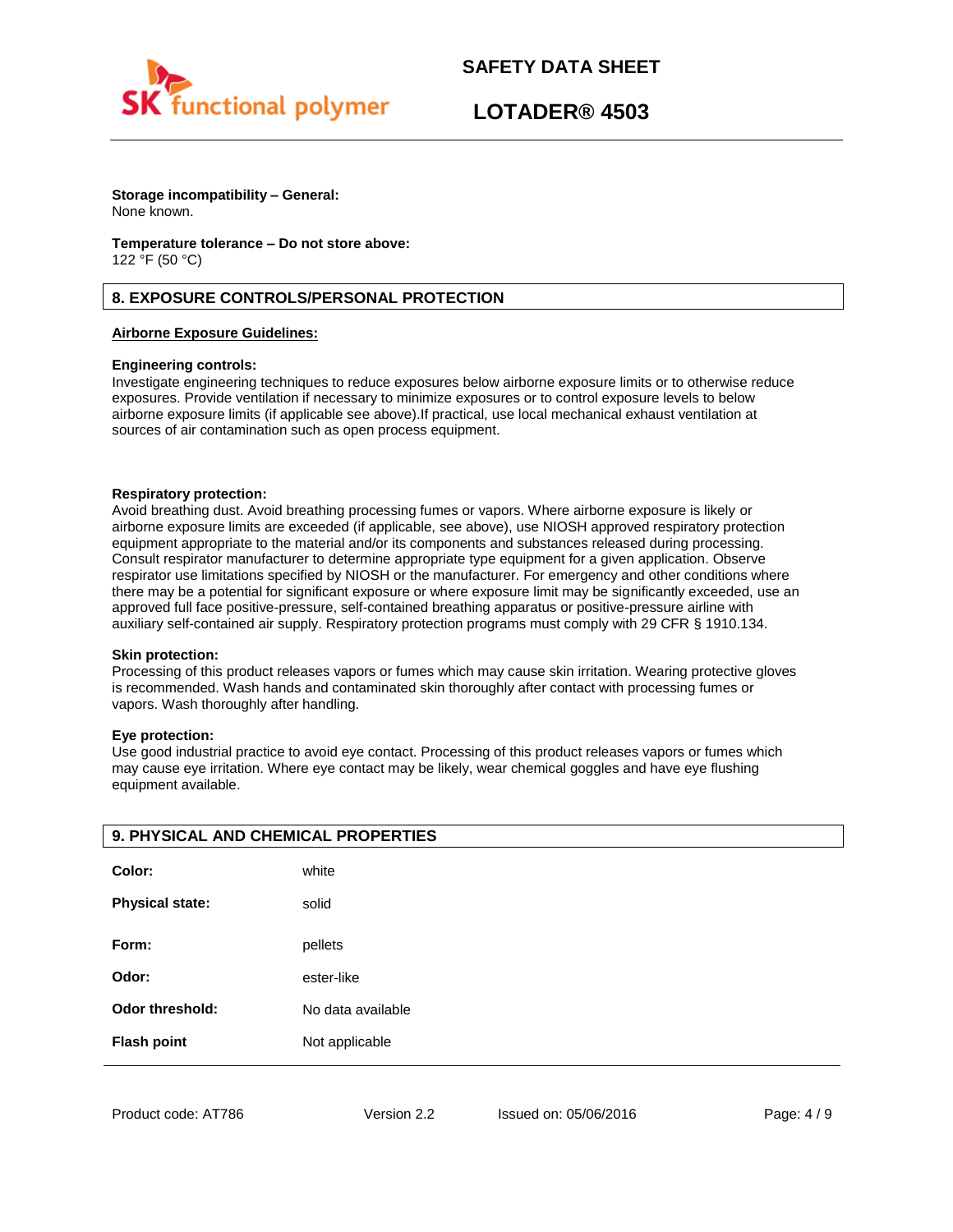**Storage incompatibility – General:**
None known.

**Temperature tolerance – Do not store above:**
122 °F (50 °C)

## 8. EXPOSURE CONTROLS/PERSONAL PROTECTION

**Airborne Exposure Guidelines:**

**Engineering controls:**
Investigate engineering techniques to reduce exposures below airborne exposure limits or to otherwise reduce exposures. Provide ventilation if necessary to minimize exposures or to control exposure levels to below airborne exposure limits (if applicable see above).If practical, use local mechanical exhaust ventilation at sources of air contamination such as open process equipment.

**Respiratory protection:**
Avoid breathing dust. Avoid breathing processing fumes or vapors. Where airborne exposure is likely or airborne exposure limits are exceeded (if applicable, see above), use NIOSH approved respiratory protection equipment appropriate to the material and/or its components and substances released during processing. Consult respirator manufacturer to determine appropriate type equipment for a given application. Observe respirator use limitations specified by NIOSH or the manufacturer. For emergency and other conditions where there may be a potential for significant exposure or where exposure limit may be significantly exceeded, use an approved full face positive-pressure, self-contained breathing apparatus or positive-pressure airline with auxiliary self-contained air supply. Respiratory protection programs must comply with 29 CFR § 1910.134.

**Skin protection:**
Processing of this product releases vapors or fumes which may cause skin irritation. Wearing protective gloves is recommended. Wash hands and contaminated skin thoroughly after contact with processing fumes or vapors. Wash thoroughly after handling.

**Eye protection:**
Use good industrial practice to avoid eye contact. Processing of this product releases vapors or fumes which may cause eye irritation. Where eye contact may be likely, wear chemical goggles and have eye flushing equipment available.

## 9. PHYSICAL AND CHEMICAL PROPERTIES

| | |
|---|---|
| **Color:** | white |
| **Physical state:** | solid |
| **Form:** | pellets |
| **Odor:** | ester-like |
| **Odor threshold:** | No data available |
| **Flash point** | Not applicable |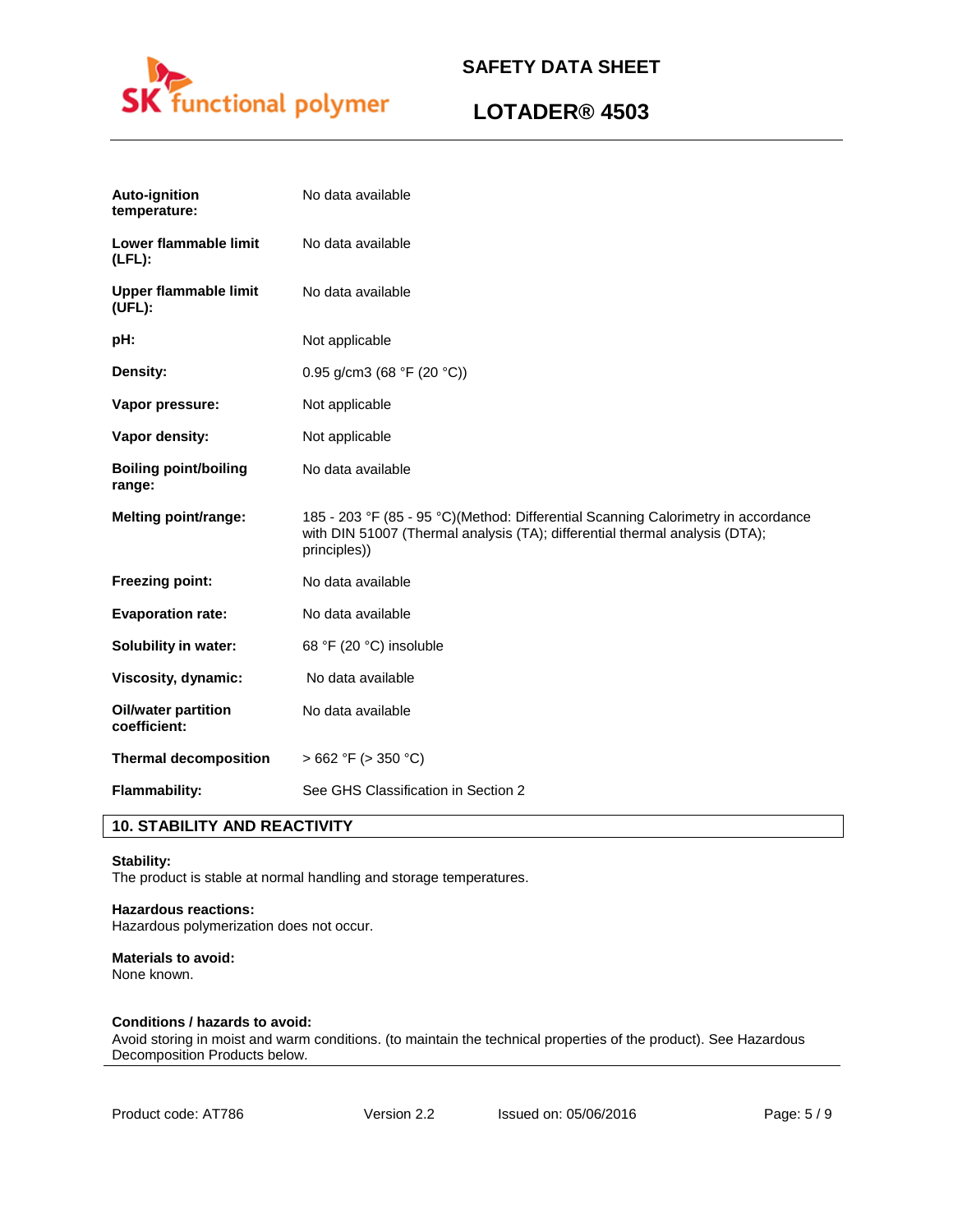| | |
|---|---|
| **Auto-ignition temperature:** | No data available |
| **Lower flammable limit (LFL):** | No data available |
| **Upper flammable limit (UFL):** | No data available |
| **pH:** | Not applicable |
| **Density:** | 0.95 g/cm3 (68 °F (20 °C)) |
| **Vapor pressure:** | Not applicable |
| **Vapor density:** | Not applicable |
| **Boiling point/boiling range:** | No data available |
| **Melting point/range:** | 185 - 203 °F (85 - 95 °C)(Method: Differential Scanning Calorimetry in accordance with DIN 51007 (Thermal analysis (TA); differential thermal analysis (DTA); principles)) |
| **Freezing point:** | No data available |
| **Evaporation rate:** | No data available |
| **Solubility in water:** | 68 °F (20 °C) insoluble |
| **Viscosity, dynamic:** | No data available |
| **Oil/water partition coefficient:** | No data available |
| **Thermal decomposition** | > 662 °F (> 350 °C) |
| **Flammability:** | See GHS Classification in Section 2 |

## 10. STABILITY AND REACTIVITY

**Stability:**
The product is stable at normal handling and storage temperatures.

**Hazardous reactions:**
Hazardous polymerization does not occur.

**Materials to avoid:**
None known.

**Conditions / hazards to avoid:**
Avoid storing in moist and warm conditions. (to maintain the technical properties of the product). See Hazardous Decomposition Products below.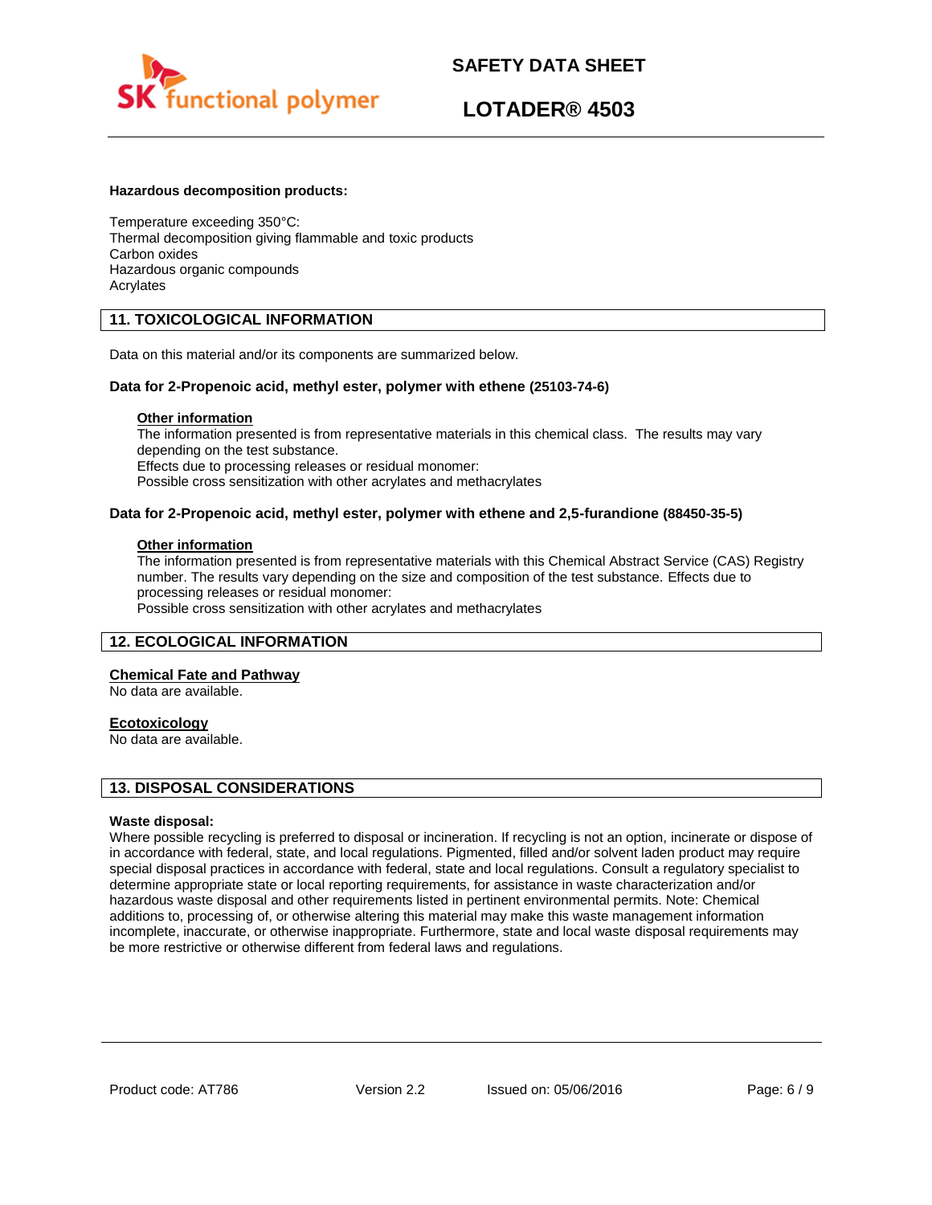**Hazardous decomposition products:**

Temperature exceeding 350°C:
Thermal decomposition giving flammable and toxic products
Carbon oxides
Hazardous organic compounds
Acrylates

## 11. TOXICOLOGICAL INFORMATION

Data on this material and/or its components are summarized below.

### Data for 2-Propenoic acid, methyl ester, polymer with ethene (25103-74-6)

**Other information**
The information presented is from representative materials in this chemical class. The results may vary depending on the test substance.
Effects due to processing releases or residual monomer:
Possible cross sensitization with other acrylates and methacrylates

### Data for 2-Propenoic acid, methyl ester, polymer with ethene and 2,5-furandione (88450-35-5)

**Other information**
The information presented is from representative materials with this Chemical Abstract Service (CAS) Registry number. The results vary depending on the size and composition of the test substance. Effects due to processing releases or residual monomer:
Possible cross sensitization with other acrylates and methacrylates

## 12. ECOLOGICAL INFORMATION

**Chemical Fate and Pathway**
No data are available.

**Ecotoxicology**
No data are available.

## 13. DISPOSAL CONSIDERATIONS

**Waste disposal:**
Where possible recycling is preferred to disposal or incineration. If recycling is not an option, incinerate or dispose of in accordance with federal, state, and local regulations. Pigmented, filled and/or solvent laden product may require special disposal practices in accordance with federal, state and local regulations. Consult a regulatory specialist to determine appropriate state or local reporting requirements, for assistance in waste characterization and/or hazardous waste disposal and other requirements listed in pertinent environmental permits. Note: Chemical additions to, processing of, or otherwise altering this material may make this waste management information incomplete, inaccurate, or otherwise inappropriate. Furthermore, state and local waste disposal requirements may be more restrictive or otherwise different from federal laws and regulations.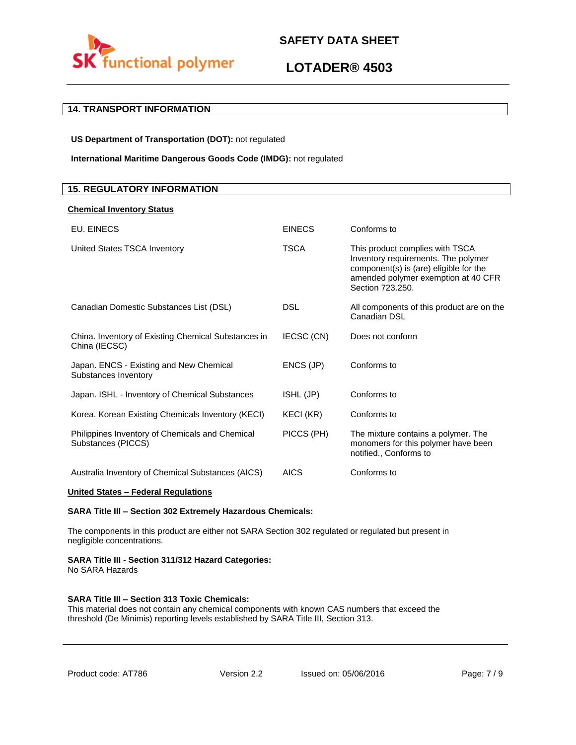## 14. TRANSPORT INFORMATION

**US Department of Transportation (DOT):** not regulated

**International Maritime Dangerous Goods Code (IMDG):** not regulated

## 15. REGULATORY INFORMATION

**Chemical Inventory Status**

| | | |
|---|---|---|
| EU. EINECS | EINECS | Conforms to |
| United States TSCA Inventory | TSCA | This product complies with TSCA Inventory requirements. The polymer component(s) is (are) eligible for the amended polymer exemption at 40 CFR Section 723.250. |
| Canadian Domestic Substances List (DSL) | DSL | All components of this product are on the Canadian DSL |
| China. Inventory of Existing Chemical Substances in China (IECSC) | IECSC (CN) | Does not conform |
| Japan. ENCS - Existing and New Chemical Substances Inventory | ENCS (JP) | Conforms to |
| Japan. ISHL - Inventory of Chemical Substances | ISHL (JP) | Conforms to |
| Korea. Korean Existing Chemicals Inventory (KECI) | KECI (KR) | Conforms to |
| Philippines Inventory of Chemicals and Chemical Substances (PICCS) | PICCS (PH) | The mixture contains a polymer. The monomers for this polymer have been notified., Conforms to |
| Australia Inventory of Chemical Substances (AICS) | AICS | Conforms to |

**United States – Federal Regulations**

**SARA Title III – Section 302 Extremely Hazardous Chemicals:**

The components in this product are either not SARA Section 302 regulated or regulated but present in negligible concentrations.

**SARA Title III - Section 311/312 Hazard Categories:**
No SARA Hazards

**SARA Title III – Section 313 Toxic Chemicals:**
This material does not contain any chemical components with known CAS numbers that exceed the threshold (De Minimis) reporting levels established by SARA Title III, Section 313.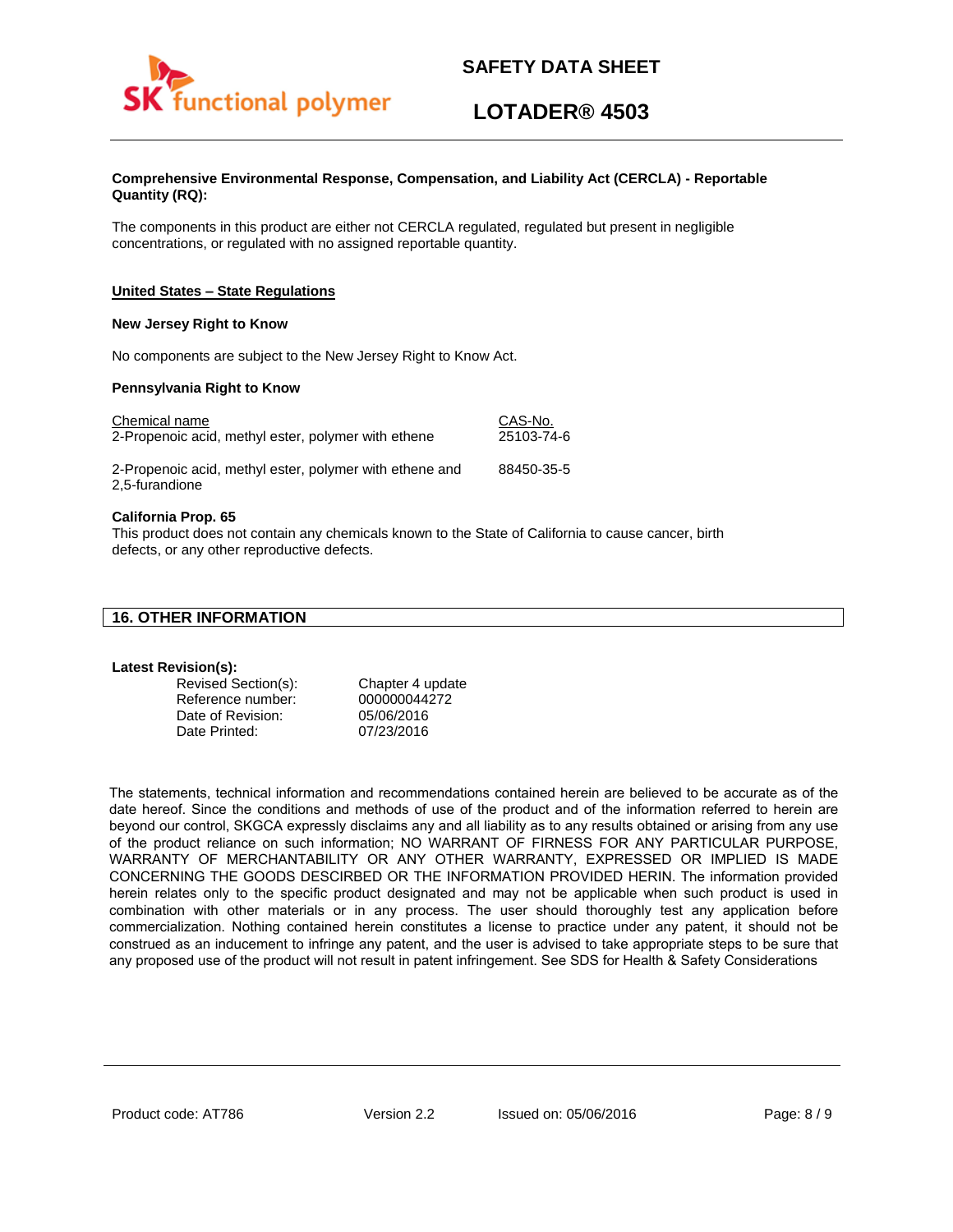**Comprehensive Environmental Response, Compensation, and Liability Act (CERCLA) - Reportable Quantity (RQ):**

The components in this product are either not CERCLA regulated, regulated but present in negligible concentrations, or regulated with no assigned reportable quantity.

## United States – State Regulations

**New Jersey Right to Know**

No components are subject to the New Jersey Right to Know Act.

**Pennsylvania Right to Know**

| Chemical name | CAS-No. |
|---|---|
| 2-Propenoic acid, methyl ester, polymer with ethene | 25103-74-6 |
| 2-Propenoic acid, methyl ester, polymer with ethene and 2,5-furandione | 88450-35-5 |

**California Prop. 65**

This product does not contain any chemicals known to the State of California to cause cancer, birth defects, or any other reproductive defects.

## 16. OTHER INFORMATION

**Latest Revision(s):**

| | |
|---|---|
| Revised Section(s): | Chapter 4 update |
| Reference number: | 000000044272 |
| Date of Revision: | 05/06/2016 |
| Date Printed: | 07/23/2016 |

The statements, technical information and recommendations contained herein are believed to be accurate as of the date hereof. Since the conditions and methods of use of the product and of the information referred to herein are beyond our control, SKGCA expressly disclaims any and all liability as to any results obtained or arising from any use of the product reliance on such information; NO WARRANT OF FIRNESS FOR ANY PARTICULAR PURPOSE, WARRANTY OF MERCHANTABILITY OR ANY OTHER WARRANTY, EXPRESSED OR IMPLIED IS MADE CONCERNING THE GOODS DESCRIBED OR THE INFORMATION PROVIDED HERIN. The information provided herein relates only to the specific product designated and may not be applicable when such product is used in combination with other materials or in any process. The user should thoroughly test any application before commercialization. Nothing contained herein constitutes a license to practice under any patent, it should not be construed as an inducement to infringe any patent, and the user is advised to take appropriate steps to be sure that any proposed use of the product will not result in patent infringement. See SDS for Health & Safety Considerations